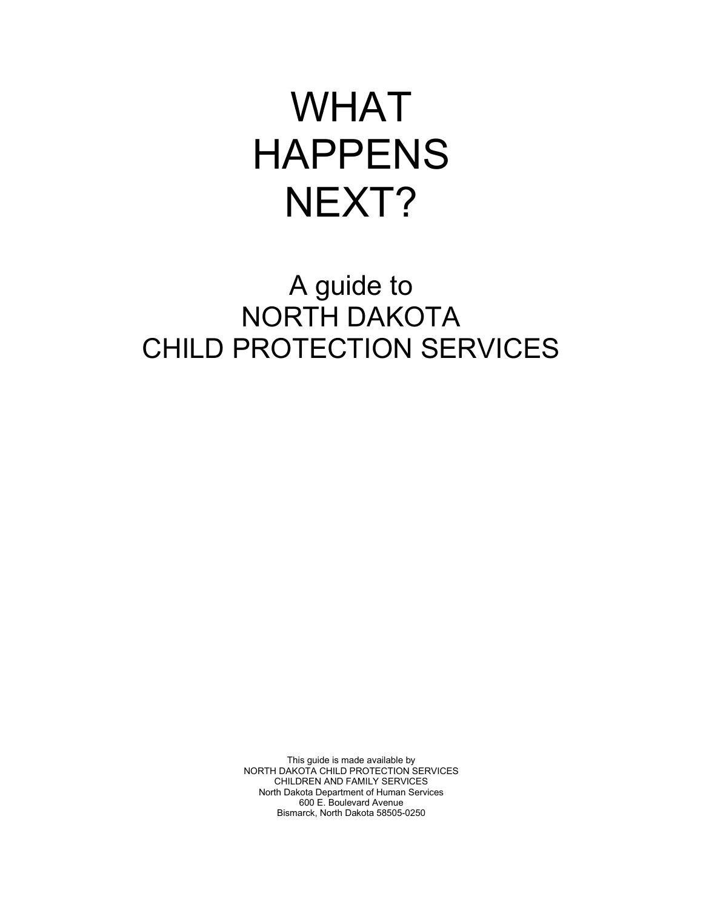# WHAT HAPPENS NEXT?

## A guide to NORTH DAKOTA CHILD PROTECTION SERVICES

This guide is made available by
NORTH DAKOTA CHILD PROTECTION SERVICES
CHILDREN AND FAMILY SERVICES
North Dakota Department of Human Services
600 E. Boulevard Avenue
Bismarck, North Dakota 58505-0250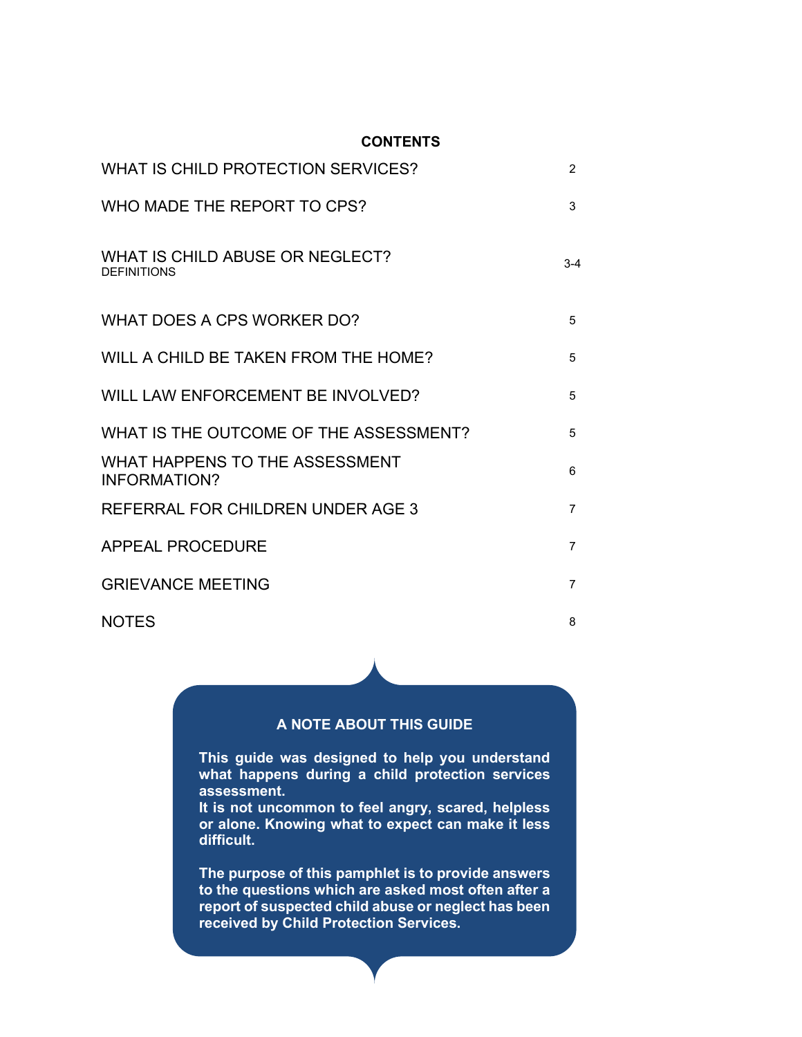## CONTENTS

| | |
|---|---|
| WHAT IS CHILD PROTECTION SERVICES? | 2 |
| WHO MADE THE REPORT TO CPS? | 3 |
| WHAT IS CHILD ABUSE OR NEGLECT? DEFINITIONS | 3-4 |
| WHAT DOES A CPS WORKER DO? | 5 |
| WILL A CHILD BE TAKEN FROM THE HOME? | 5 |
| WILL LAW ENFORCEMENT BE INVOLVED? | 5 |
| WHAT IS THE OUTCOME OF THE ASSESSMENT? | 5 |
| WHAT HAPPENS TO THE ASSESSMENT INFORMATION? | 6 |
| REFERRAL FOR CHILDREN UNDER AGE 3 | 7 |
| APPEAL PROCEDURE | 7 |
| GRIEVANCE MEETING | 7 |
| NOTES | 8 |

### A NOTE ABOUT THIS GUIDE

**This guide was designed to help you understand what happens during a child protection services assessment.**
**It is not uncommon to feel angry, scared, helpless or alone. Knowing what to expect can make it less difficult.**

**The purpose of this pamphlet is to provide answers to the questions which are asked most often after a report of suspected child abuse or neglect has been received by Child Protection Services.**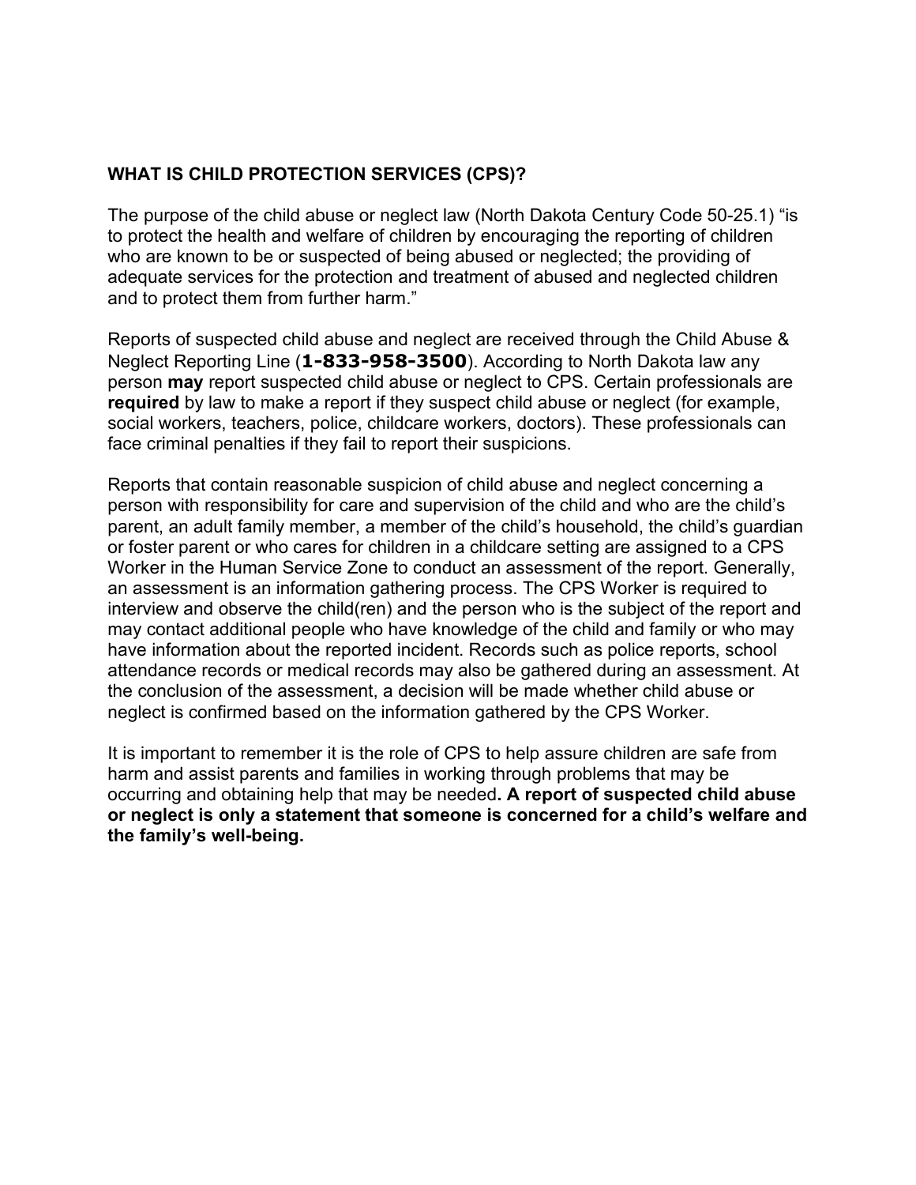## WHAT IS CHILD PROTECTION SERVICES (CPS)?

The purpose of the child abuse or neglect law (North Dakota Century Code 50-25.1) "is to protect the health and welfare of children by encouraging the reporting of children who are known to be or suspected of being abused or neglected; the providing of adequate services for the protection and treatment of abused and neglected children and to protect them from further harm."

Reports of suspected child abuse and neglect are received through the Child Abuse & Neglect Reporting Line (**1-833-958-3500**). According to North Dakota law any person **may** report suspected child abuse or neglect to CPS. Certain professionals are **required** by law to make a report if they suspect child abuse or neglect (for example, social workers, teachers, police, childcare workers, doctors). These professionals can face criminal penalties if they fail to report their suspicions.

Reports that contain reasonable suspicion of child abuse and neglect concerning a person with responsibility for care and supervision of the child and who are the child's parent, an adult family member, a member of the child's household, the child's guardian or foster parent or who cares for children in a childcare setting are assigned to a CPS Worker in the Human Service Zone to conduct an assessment of the report. Generally, an assessment is an information gathering process. The CPS Worker is required to interview and observe the child(ren) and the person who is the subject of the report and may contact additional people who have knowledge of the child and family or who may have information about the reported incident. Records such as police reports, school attendance records or medical records may also be gathered during an assessment. At the conclusion of the assessment, a decision will be made whether child abuse or neglect is confirmed based on the information gathered by the CPS Worker.

It is important to remember it is the role of CPS to help assure children are safe from harm and assist parents and families in working through problems that may be occurring and obtaining help that may be needed**. A report of suspected child abuse or neglect is only a statement that someone is concerned for a child's welfare and the family's well-being.**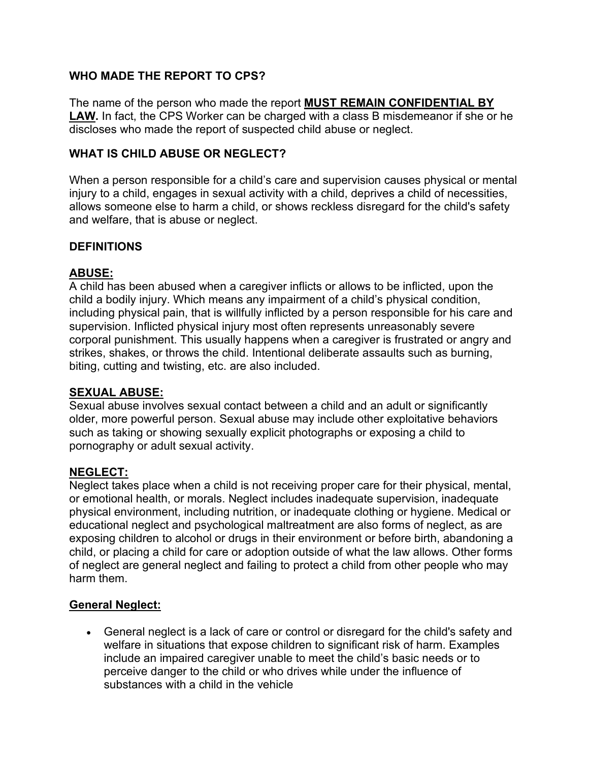## WHO MADE THE REPORT TO CPS?

The name of the person who made the report **<u>MUST REMAIN CONFIDENTIAL BY LAW</u>.** In fact, the CPS Worker can be charged with a class B misdemeanor if she or he discloses who made the report of suspected child abuse or neglect.

## WHAT IS CHILD ABUSE OR NEGLECT?

When a person responsible for a child's care and supervision causes physical or mental injury to a child, engages in sexual activity with a child, deprives a child of necessities, allows someone else to harm a child, or shows reckless disregard for the child's safety and welfare, that is abuse or neglect.

## DEFINITIONS

### <u>ABUSE:</u>

A child has been abused when a caregiver inflicts or allows to be inflicted, upon the child a bodily injury. Which means any impairment of a child's physical condition, including physical pain, that is willfully inflicted by a person responsible for his care and supervision. Inflicted physical injury most often represents unreasonably severe corporal punishment. This usually happens when a caregiver is frustrated or angry and strikes, shakes, or throws the child. Intentional deliberate assaults such as burning, biting, cutting and twisting, etc. are also included.

### <u>SEXUAL ABUSE:</u>

Sexual abuse involves sexual contact between a child and an adult or significantly older, more powerful person. Sexual abuse may include other exploitative behaviors such as taking or showing sexually explicit photographs or exposing a child to pornography or adult sexual activity.

### <u>NEGLECT:</u>

Neglect takes place when a child is not receiving proper care for their physical, mental, or emotional health, or morals. Neglect includes inadequate supervision, inadequate physical environment, including nutrition, or inadequate clothing or hygiene. Medical or educational neglect and psychological maltreatment are also forms of neglect, as are exposing children to alcohol or drugs in their environment or before birth, abandoning a child, or placing a child for care or adoption outside of what the law allows. Other forms of neglect are general neglect and failing to protect a child from other people who may harm them.

### <u>General Neglect:</u>

- General neglect is a lack of care or control or disregard for the child's safety and welfare in situations that expose children to significant risk of harm. Examples include an impaired caregiver unable to meet the child's basic needs or to perceive danger to the child or who drives while under the influence of substances with a child in the vehicle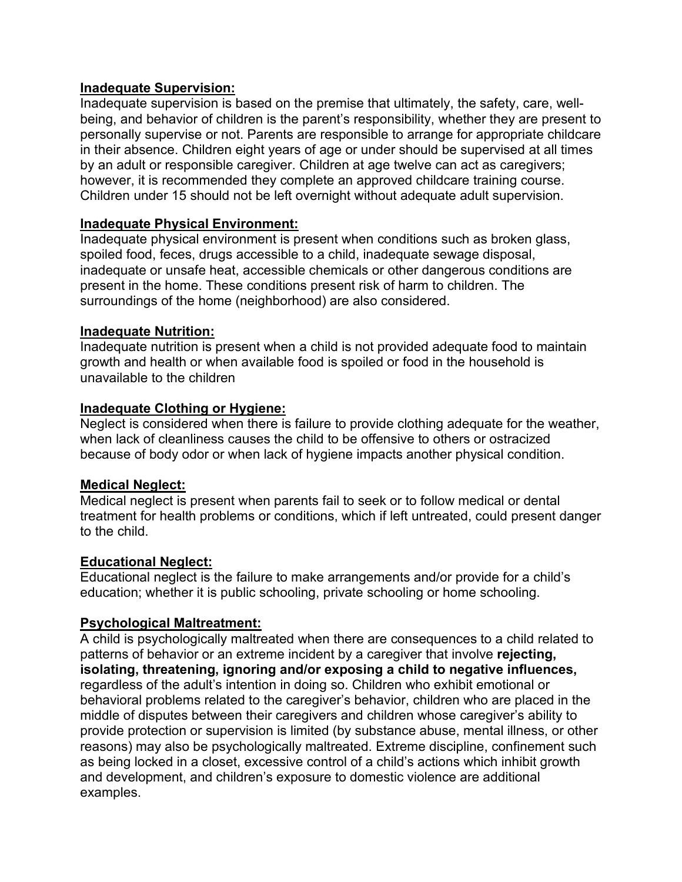**Inadequate Supervision:**

Inadequate supervision is based on the premise that ultimately, the safety, care, well-being, and behavior of children is the parent's responsibility, whether they are present to personally supervise or not. Parents are responsible to arrange for appropriate childcare in their absence. Children eight years of age or under should be supervised at all times by an adult or responsible caregiver. Children at age twelve can act as caregivers; however, it is recommended they complete an approved childcare training course. Children under 15 should not be left overnight without adequate adult supervision.

**Inadequate Physical Environment:**

Inadequate physical environment is present when conditions such as broken glass, spoiled food, feces, drugs accessible to a child, inadequate sewage disposal, inadequate or unsafe heat, accessible chemicals or other dangerous conditions are present in the home. These conditions present risk of harm to children. The surroundings of the home (neighborhood) are also considered.

**Inadequate Nutrition:**

Inadequate nutrition is present when a child is not provided adequate food to maintain growth and health or when available food is spoiled or food in the household is unavailable to the children

**Inadequate Clothing or Hygiene:**

Neglect is considered when there is failure to provide clothing adequate for the weather, when lack of cleanliness causes the child to be offensive to others or ostracized because of body odor or when lack of hygiene impacts another physical condition.

**Medical Neglect:**

Medical neglect is present when parents fail to seek or to follow medical or dental treatment for health problems or conditions, which if left untreated, could present danger to the child.

**Educational Neglect:**

Educational neglect is the failure to make arrangements and/or provide for a child's education; whether it is public schooling, private schooling or home schooling.

**Psychological Maltreatment:**

A child is psychologically maltreated when there are consequences to a child related to patterns of behavior or an extreme incident by a caregiver that involve **rejecting, isolating, threatening, ignoring and/or exposing a child to negative influences,** regardless of the adult's intention in doing so. Children who exhibit emotional or behavioral problems related to the caregiver's behavior, children who are placed in the middle of disputes between their caregivers and children whose caregiver's ability to provide protection or supervision is limited (by substance abuse, mental illness, or other reasons) may also be psychologically maltreated. Extreme discipline, confinement such as being locked in a closet, excessive control of a child's actions which inhibit growth and development, and children's exposure to domestic violence are additional examples.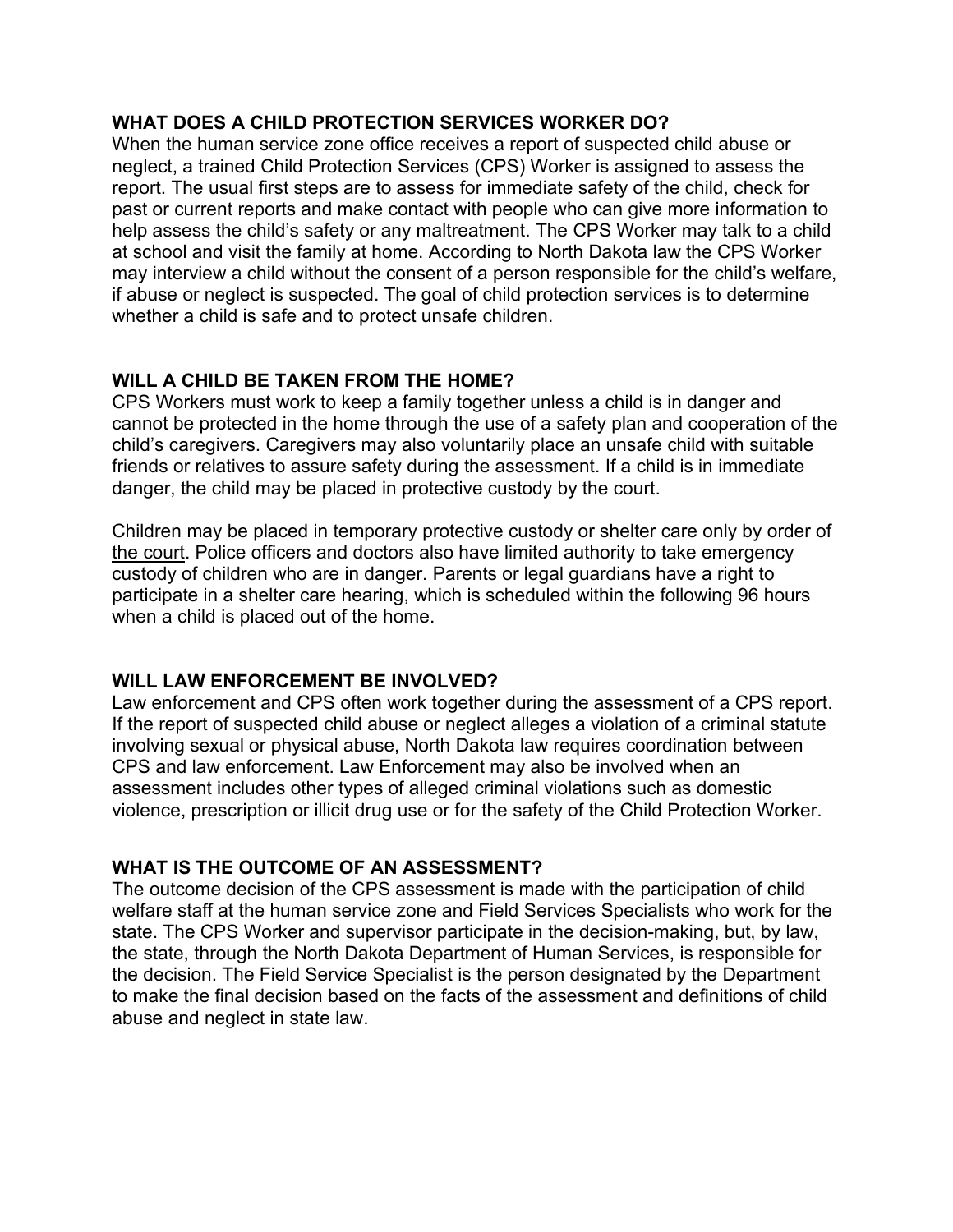## WHAT DOES A CHILD PROTECTION SERVICES WORKER DO?

When the human service zone office receives a report of suspected child abuse or neglect, a trained Child Protection Services (CPS) Worker is assigned to assess the report. The usual first steps are to assess for immediate safety of the child, check for past or current reports and make contact with people who can give more information to help assess the child's safety or any maltreatment. The CPS Worker may talk to a child at school and visit the family at home. According to North Dakota law the CPS Worker may interview a child without the consent of a person responsible for the child's welfare, if abuse or neglect is suspected. The goal of child protection services is to determine whether a child is safe and to protect unsafe children.

## WILL A CHILD BE TAKEN FROM THE HOME?

CPS Workers must work to keep a family together unless a child is in danger and cannot be protected in the home through the use of a safety plan and cooperation of the child's caregivers. Caregivers may also voluntarily place an unsafe child with suitable friends or relatives to assure safety during the assessment. If a child is in immediate danger, the child may be placed in protective custody by the court.

Children may be placed in temporary protective custody or shelter care <u>only by order of the court</u>. Police officers and doctors also have limited authority to take emergency custody of children who are in danger. Parents or legal guardians have a right to participate in a shelter care hearing, which is scheduled within the following 96 hours when a child is placed out of the home.

## WILL LAW ENFORCEMENT BE INVOLVED?

Law enforcement and CPS often work together during the assessment of a CPS report. If the report of suspected child abuse or neglect alleges a violation of a criminal statute involving sexual or physical abuse, North Dakota law requires coordination between CPS and law enforcement. Law Enforcement may also be involved when an assessment includes other types of alleged criminal violations such as domestic violence, prescription or illicit drug use or for the safety of the Child Protection Worker.

## WHAT IS THE OUTCOME OF AN ASSESSMENT?

The outcome decision of the CPS assessment is made with the participation of child welfare staff at the human service zone and Field Services Specialists who work for the state. The CPS Worker and supervisor participate in the decision-making, but, by law, the state, through the North Dakota Department of Human Services, is responsible for the decision. The Field Service Specialist is the person designated by the Department to make the final decision based on the facts of the assessment and definitions of child abuse and neglect in state law.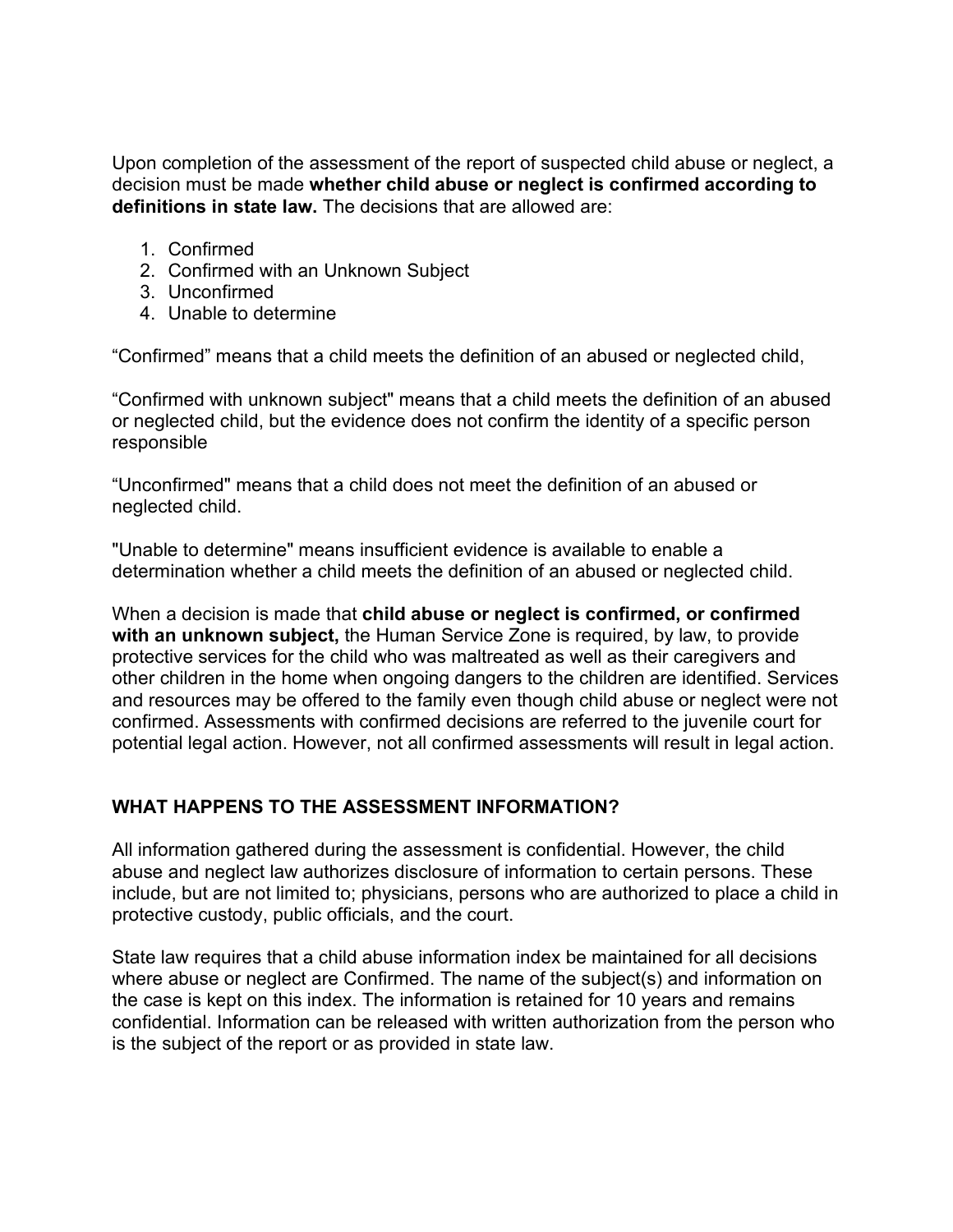Upon completion of the assessment of the report of suspected child abuse or neglect, a decision must be made **whether child abuse or neglect is confirmed according to definitions in state law.** The decisions that are allowed are:

1. Confirmed
2. Confirmed with an Unknown Subject
3. Unconfirmed
4. Unable to determine

“Confirmed” means that a child meets the definition of an abused or neglected child,

“Confirmed with unknown subject" means that a child meets the definition of an abused or neglected child, but the evidence does not confirm the identity of a specific person responsible

“Unconfirmed" means that a child does not meet the definition of an abused or neglected child.

"Unable to determine" means insufficient evidence is available to enable a determination whether a child meets the definition of an abused or neglected child.

When a decision is made that **child abuse or neglect is confirmed, or confirmed with an unknown subject,** the Human Service Zone is required, by law, to provide protective services for the child who was maltreated as well as their caregivers and other children in the home when ongoing dangers to the children are identified. Services and resources may be offered to the family even though child abuse or neglect were not confirmed. Assessments with confirmed decisions are referred to the juvenile court for potential legal action. However, not all confirmed assessments will result in legal action.

## WHAT HAPPENS TO THE ASSESSMENT INFORMATION?

All information gathered during the assessment is confidential. However, the child abuse and neglect law authorizes disclosure of information to certain persons. These include, but are not limited to; physicians, persons who are authorized to place a child in protective custody, public officials, and the court.

State law requires that a child abuse information index be maintained for all decisions where abuse or neglect are Confirmed. The name of the subject(s) and information on the case is kept on this index. The information is retained for 10 years and remains confidential. Information can be released with written authorization from the person who is the subject of the report or as provided in state law.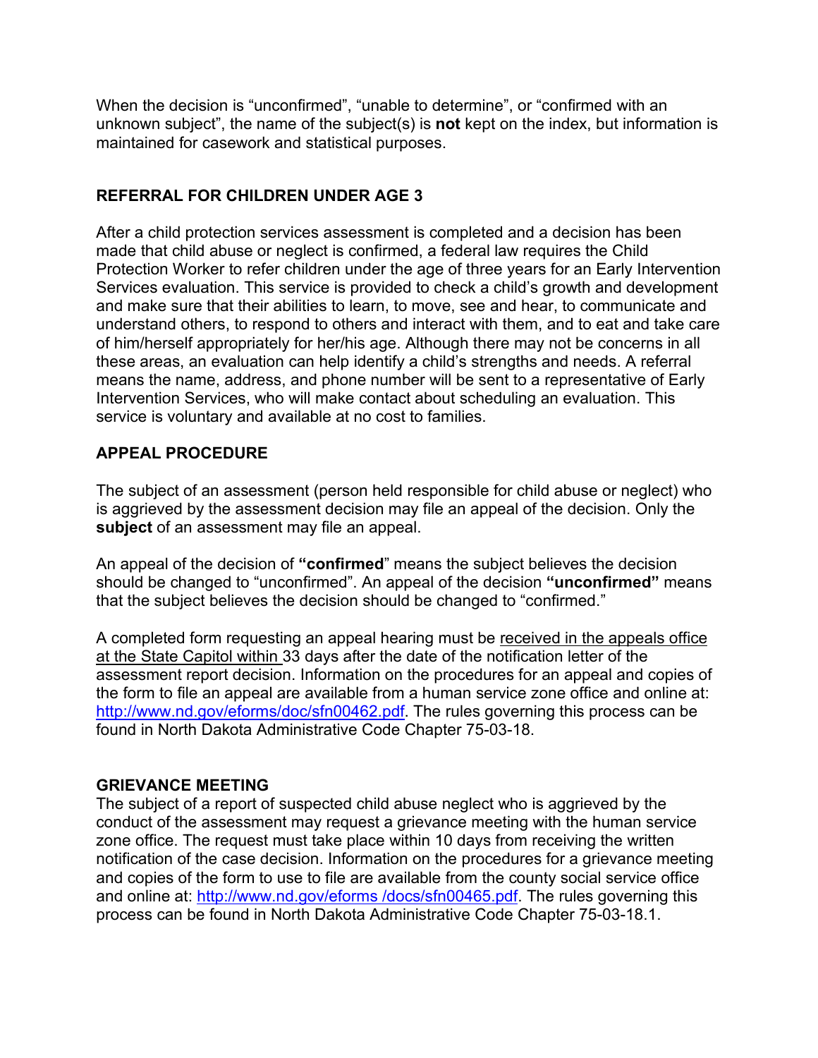When the decision is “unconfirmed”, “unable to determine”, or “confirmed with an unknown subject”, the name of the subject(s) is **not** kept on the index, but information is maintained for casework and statistical purposes.

## REFERRAL FOR CHILDREN UNDER AGE 3

After a child protection services assessment is completed and a decision has been made that child abuse or neglect is confirmed, a federal law requires the Child Protection Worker to refer children under the age of three years for an Early Intervention Services evaluation. This service is provided to check a child’s growth and development and make sure that their abilities to learn, to move, see and hear, to communicate and understand others, to respond to others and interact with them, and to eat and take care of him/herself appropriately for her/his age. Although there may not be concerns in all these areas, an evaluation can help identify a child’s strengths and needs. A referral means the name, address, and phone number will be sent to a representative of Early Intervention Services, who will make contact about scheduling an evaluation. This service is voluntary and available at no cost to families.

## APPEAL PROCEDURE

The subject of an assessment (person held responsible for child abuse or neglect) who is aggrieved by the assessment decision may file an appeal of the decision. Only the **subject** of an assessment may file an appeal.

An appeal of the decision of **“confirmed**” means the subject believes the decision should be changed to “unconfirmed”. An appeal of the decision **“unconfirmed”** means that the subject believes the decision should be changed to “confirmed.”

A completed form requesting an appeal hearing must be received in the appeals office at the State Capitol within 33 days after the date of the notification letter of the assessment report decision. Information on the procedures for an appeal and copies of the form to file an appeal are available from a human service zone office and online at: http://www.nd.gov/eforms/doc/sfn00462.pdf. The rules governing this process can be found in North Dakota Administrative Code Chapter 75-03-18.

## GRIEVANCE MEETING

The subject of a report of suspected child abuse neglect who is aggrieved by the conduct of the assessment may request a grievance meeting with the human service zone office. The request must take place within 10 days from receiving the written notification of the case decision. Information on the procedures for a grievance meeting and copies of the form to use to file are available from the county social service office and online at: http://www.nd.gov/eforms /docs/sfn00465.pdf. The rules governing this process can be found in North Dakota Administrative Code Chapter 75-03-18.1.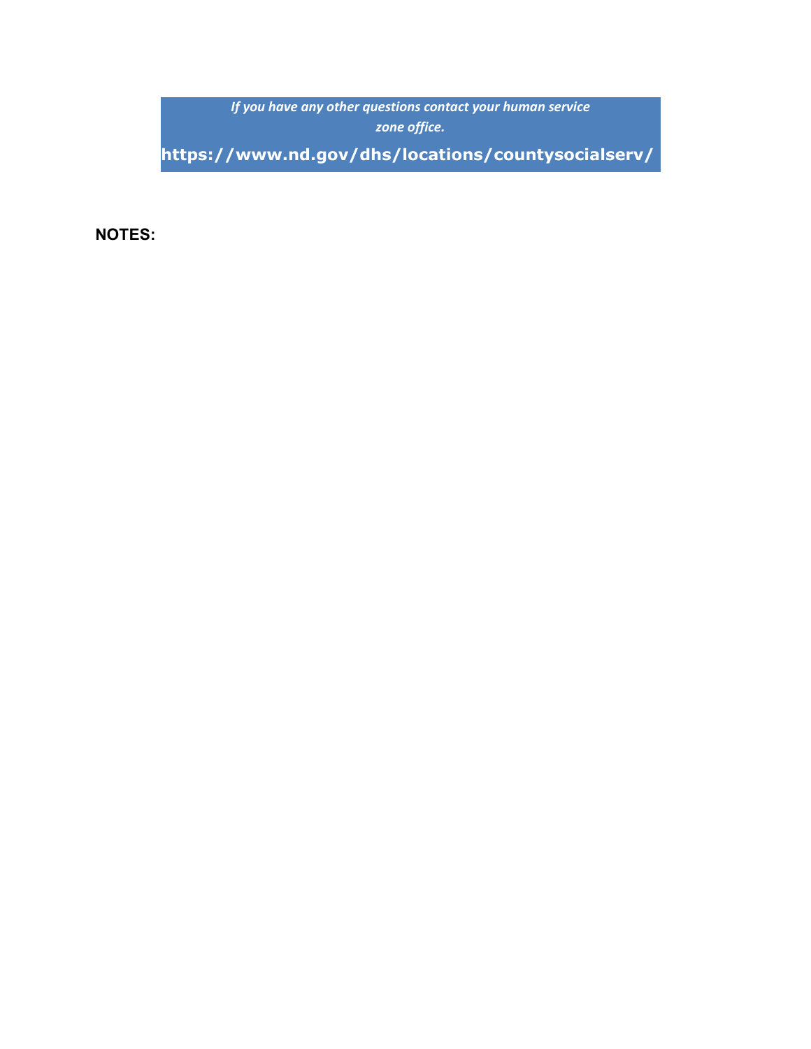*If you have any other questions contact your human service zone office.*

**https://www.nd.gov/dhs/locations/countysocialserv/**

**NOTES:**